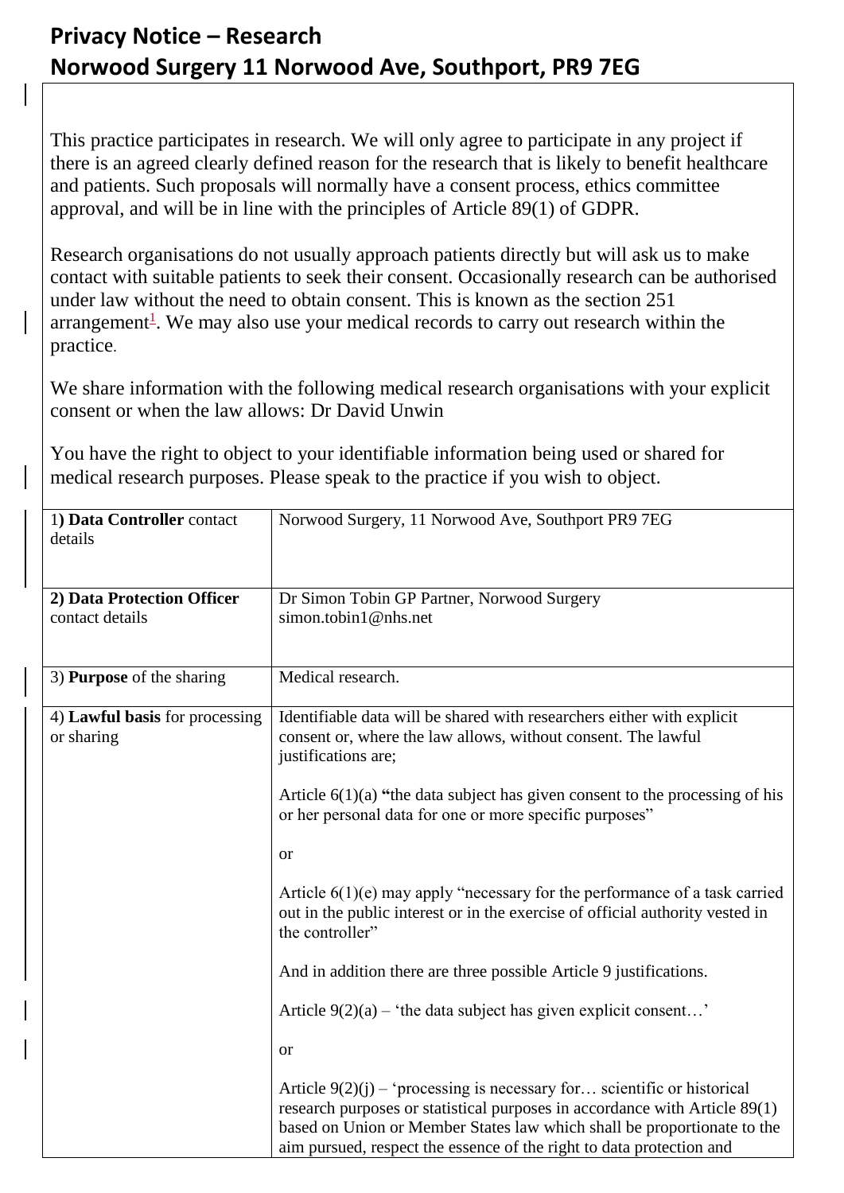# Privacy Notice – Research
# Norwood Surgery 11 Norwood Ave, Southport, PR9 7EG

This practice participates in research. We will only agree to participate in any project if there is an agreed clearly defined reason for the research that is likely to benefit healthcare and patients. Such proposals will normally have a consent process, ethics committee approval, and will be in line with the principles of Article 89(1) of GDPR.

Research organisations do not usually approach patients directly but will ask us to make contact with suitable patients to seek their consent. Occasionally research can be authorised under law without the need to obtain consent. This is known as the section 251 arrangement[1]. We may also use your medical records to carry out research within the practice.

We share information with the following medical research organisations with your explicit consent or when the law allows: Dr David Unwin

You have the right to object to your identifiable information being used or shared for medical research purposes. Please speak to the practice if you wish to object.

| | |
|---|---|
| 1) **Data Controller** contact details | Norwood Surgery, 11 Norwood Ave, Southport PR9 7EG |
| **2) Data Protection Officer** contact details | Dr Simon Tobin GP Partner, Norwood Surgery<br>simon.tobin1@nhs.net |
| 3) **Purpose** of the sharing | Medical research. |
| 4) **Lawful basis** for processing or sharing | Identifiable data will be shared with researchers either with explicit consent or, where the law allows, without consent. The lawful justifications are;<br><br>Article 6(1)(a) **"**the data subject has given consent to the processing of his or her personal data for one or more specific purposes"<br><br>or<br><br>Article 6(1)(e) may apply "necessary for the performance of a task carried out in the public interest or in the exercise of official authority vested in the controller"<br><br>And in addition there are three possible Article 9 justifications.<br><br>Article 9(2)(a) – 'the data subject has given explicit consent…'<br><br>or<br><br>Article 9(2)(j) – 'processing is necessary for… scientific or historical research purposes or statistical purposes in accordance with Article 89(1) based on Union or Member States law which shall be proportionate to the aim pursued, respect the essence of the right to data protection and |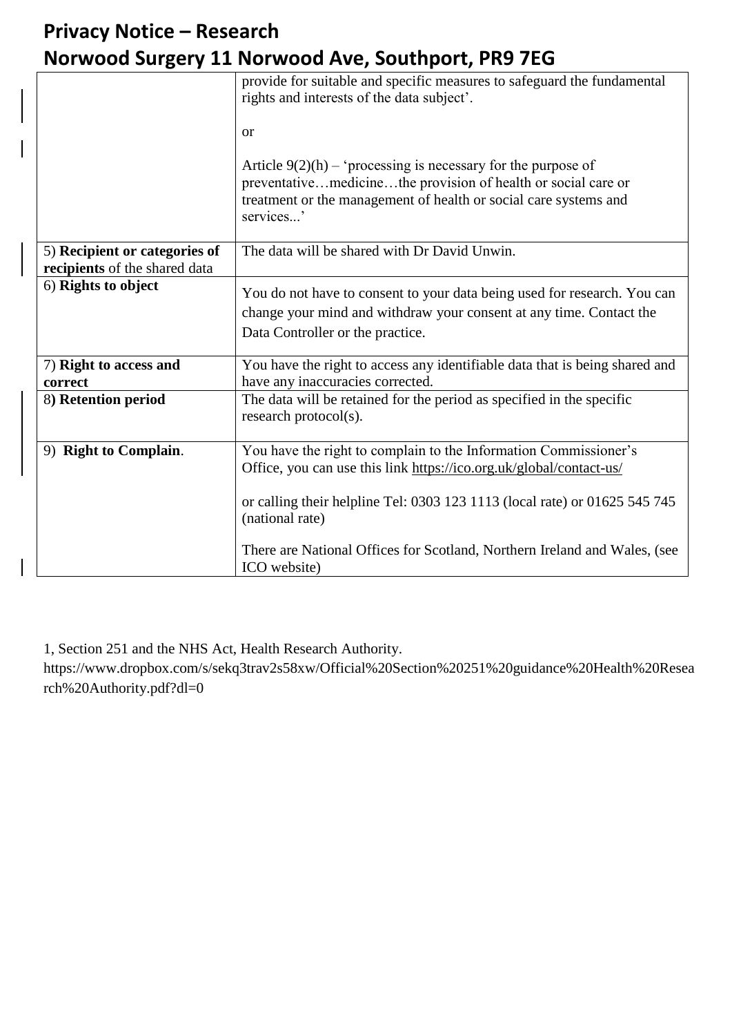| | |
|---|---|
| | provide for suitable and specific measures to safeguard the fundamental rights and interests of the data subject'.<br><br>or<br><br>Article 9(2)(h) – 'processing is necessary for the purpose of preventative…medicine…the provision of health or social care or treatment or the management of health or social care systems and services...' |
| 5) **Recipient or categories of recipients** of the shared data | The data will be shared with Dr David Unwin. |
| 6) **Rights to object** | You do not have to consent to your data being used for research. You can change your mind and withdraw your consent at any time. Contact the Data Controller or the practice. |
| 7) **Right to access and correct** | You have the right to access any identifiable data that is being shared and have any inaccuracies corrected. |
| 8**) Retention period** | The data will be retained for the period as specified in the specific research protocol(s). |
| 9) **Right to Complain**. | You have the right to complain to the Information Commissioner's Office, you can use this link https://ico.org.uk/global/contact-us/<br><br>or calling their helpline Tel: 0303 123 1113 (local rate) or 01625 545 745 (national rate)<br><br>There are National Offices for Scotland, Northern Ireland and Wales, (see ICO website) |

1, Section 251 and the NHS Act, Health Research Authority. https://www.dropbox.com/s/sekq3trav2s58xw/Official%20Section%20251%20guidance%20Health%20Research%20Authority.pdf?dl=0